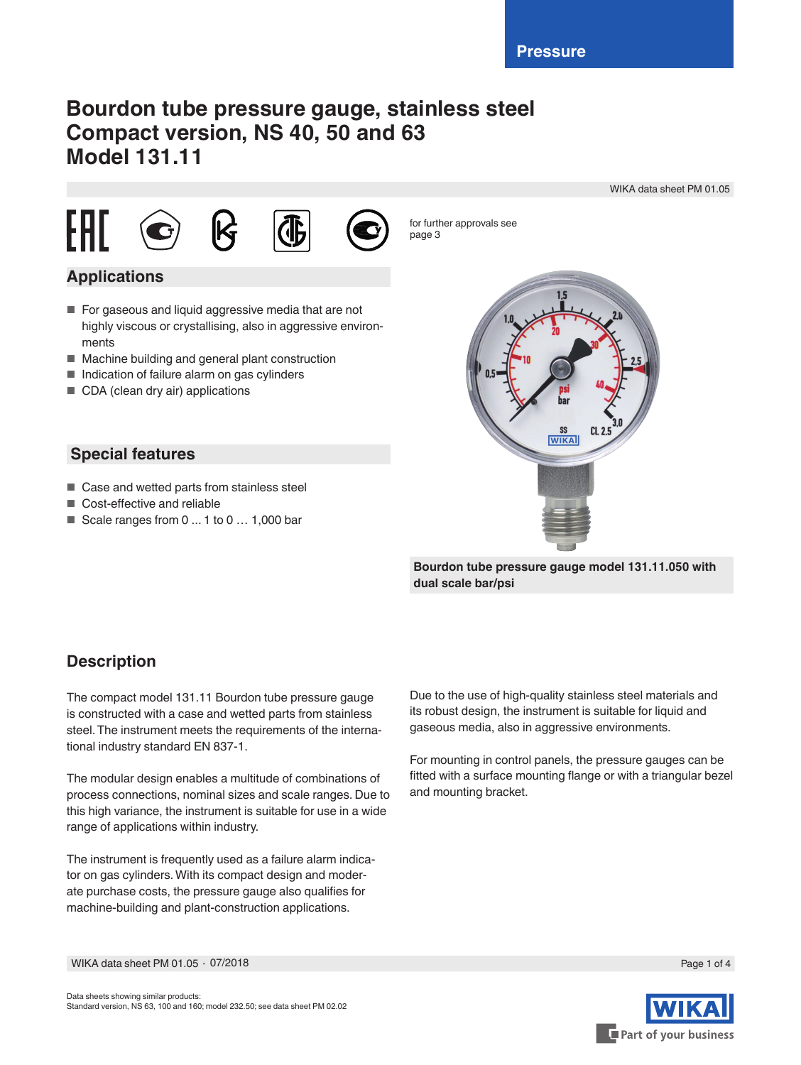Pressure

# Bourdon tube pressure gauge, stainless steel
# Compact version, NS 40, 50 and 63
# Model 131.11

WIKA data sheet PM 01.05

for further approvals see page 3

## Applications

- For gaseous and liquid aggressive media that are not highly viscous or crystallising, also in aggressive environments
- Machine building and general plant construction
- Indication of failure alarm on gas cylinders
- CDA (clean dry air) applications

## Special features

- Case and wetted parts from stainless steel
- Cost-effective and reliable
- Scale ranges from 0 ... 1 to 0 … 1,000 bar

**Bourdon tube pressure gauge model 131.11.050 with dual scale bar/psi**

## Description

The compact model 131.11 Bourdon tube pressure gauge is constructed with a case and wetted parts from stainless steel. The instrument meets the requirements of the international industry standard EN 837-1.

The modular design enables a multitude of combinations of process connections, nominal sizes and scale ranges. Due to this high variance, the instrument is suitable for use in a wide range of applications within industry.

The instrument is frequently used as a failure alarm indicator on gas cylinders. With its compact design and moderate purchase costs, the pressure gauge also qualifies for machine-building and plant-construction applications.

Due to the use of high-quality stainless steel materials and its robust design, the instrument is suitable for liquid and gaseous media, also in aggressive environments.

For mounting in control panels, the pressure gauges can be fitted with a surface mounting flange or with a triangular bezel and mounting bracket.

Data sheets showing similar products:
Standard version, NS 63, 100 and 160; model 232.50; see data sheet PM 02.02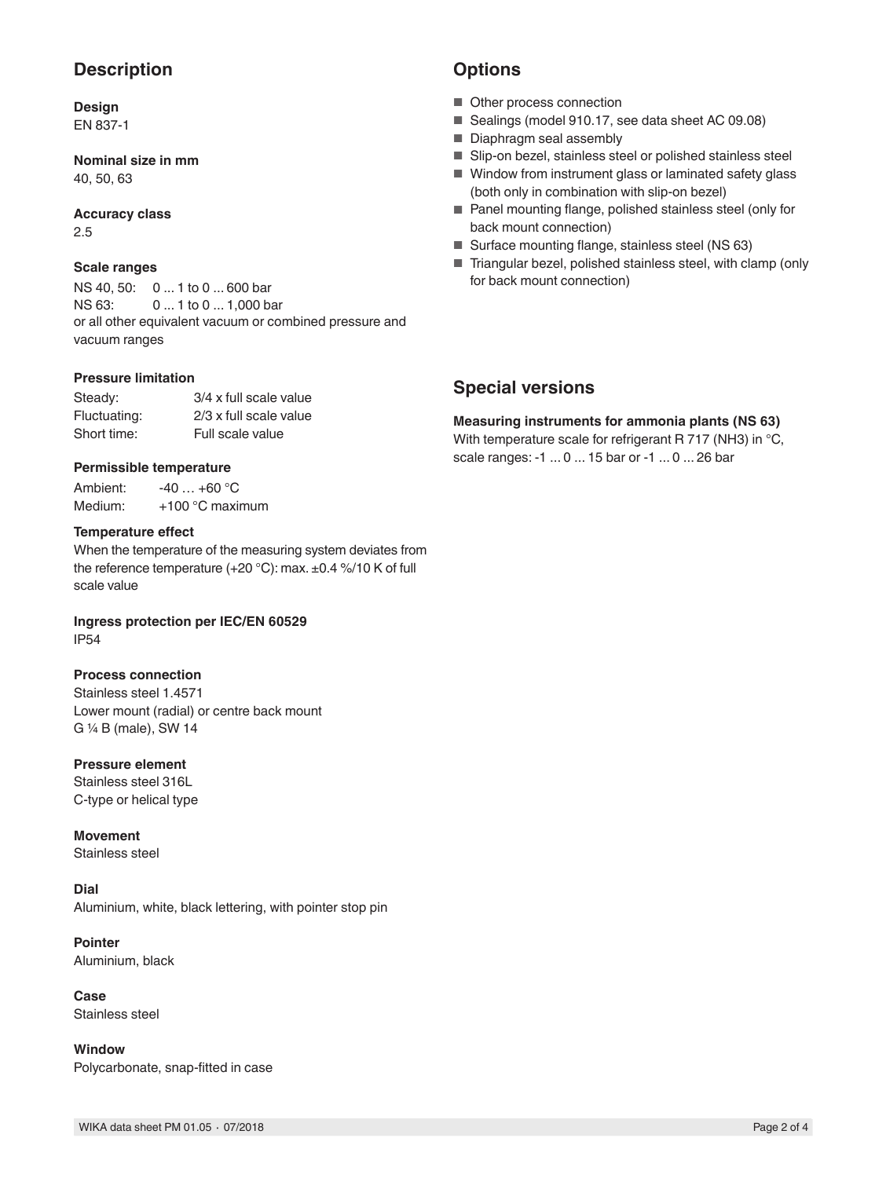## Description

**Design**
EN 837-1

**Nominal size in mm**
40, 50, 63

**Accuracy class**
2.5

**Scale ranges**
NS 40, 50: 0 ... 1 to 0 ... 600 bar
NS 63: 0 ... 1 to 0 ... 1,000 bar
or all other equivalent vacuum or combined pressure and vacuum ranges

**Pressure limitation**

| | |
|---|---|
| Steady: | 3/4 x full scale value |
| Fluctuating: | 2/3 x full scale value |
| Short time: | Full scale value |

**Permissible temperature**

| | |
|---|---|
| Ambient: | -40 … +60 °C |
| Medium: | +100 °C maximum |

**Temperature effect**
When the temperature of the measuring system deviates from the reference temperature (+20 °C): max. ±0.4 %/10 K of full scale value

**Ingress protection per IEC/EN 60529**
IP54

**Process connection**
Stainless steel 1.4571
Lower mount (radial) or centre back mount
G ¼ B (male), SW 14

**Pressure element**
Stainless steel 316L
C-type or helical type

**Movement**
Stainless steel

**Dial**
Aluminium, white, black lettering, with pointer stop pin

**Pointer**
Aluminium, black

**Case**
Stainless steel

**Window**
Polycarbonate, snap-fitted in case

## Options

- Other process connection
- Sealings (model 910.17, see data sheet AC 09.08)
- Diaphragm seal assembly
- Slip-on bezel, stainless steel or polished stainless steel
- Window from instrument glass or laminated safety glass (both only in combination with slip-on bezel)
- Panel mounting flange, polished stainless steel (only for back mount connection)
- Surface mounting flange, stainless steel (NS 63)
- Triangular bezel, polished stainless steel, with clamp (only for back mount connection)

## Special versions

**Measuring instruments for ammonia plants (NS 63)**
With temperature scale for refrigerant R 717 ($NH_3$) in °C, scale ranges: -1 ... 0 ... 15 bar or -1 ... 0 ... 26 bar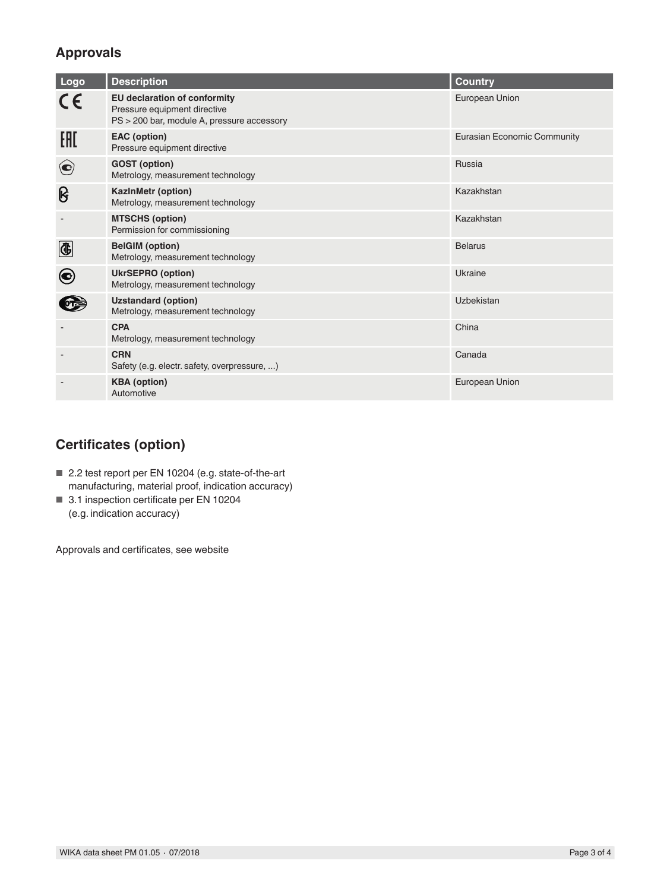## Approvals

| Logo | Description | Country |
|---|---|---|
| CE | **EU declaration of conformity**<br>Pressure equipment directive<br>PS > 200 bar, module A, pressure accessory | European Union |
| EAC | **EAC (option)**<br>Pressure equipment directive | Eurasian Economic Community |
| | **GOST (option)**<br>Metrology, measurement technology | Russia |
| | **KazInMetr (option)**<br>Metrology, measurement technology | Kazakhstan |
| - | **MTSCHS (option)**<br>Permission for commissioning | Kazakhstan |
| | **BelGIM (option)**<br>Metrology, measurement technology | Belarus |
| | **UkrSEPRO (option)**<br>Metrology, measurement technology | Ukraine |
| | **Uzstandard (option)**<br>Metrology, measurement technology | Uzbekistan |
| - | **CPA**<br>Metrology, measurement technology | China |
| - | **CRN**<br>Safety (e.g. electr. safety, overpressure, ...) | Canada |
| - | **KBA (option)**<br>Automotive | European Union |

## Certificates (option)

- 2.2 test report per EN 10204 (e.g. state-of-the-art manufacturing, material proof, indication accuracy)
- 3.1 inspection certificate per EN 10204 (e.g. indication accuracy)

Approvals and certificates, see website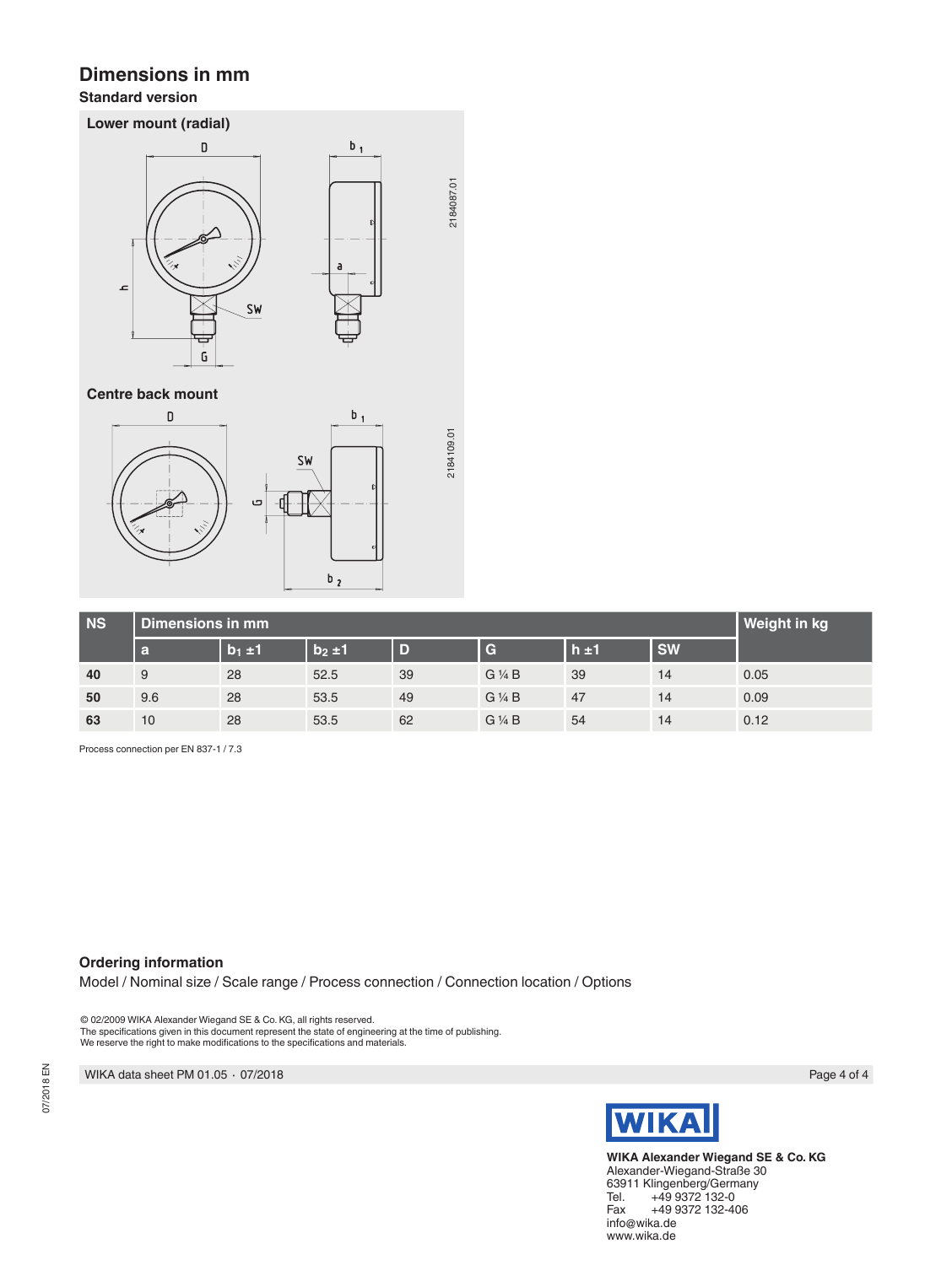## Dimensions in mm

### Standard version

**Lower mount (radial)**

**Centre back mount**

| NS | Dimensions in mm | | | | | | | Weight in kg |
|---|---|---|---|---|---|---|---|---|
| | a | $b_1$ ±1 | $b_2$ ±1 | D | G | h ±1 | SW | |
| **40** | 9 | 28 | 52.5 | 39 | G ¼ B | 39 | 14 | 0.05 |
| **50** | 9.6 | 28 | 53.5 | 49 | G ¼ B | 47 | 14 | 0.09 |
| **63** | 10 | 28 | 53.5 | 62 | G ¼ B | 54 | 14 | 0.12 |

Process connection per EN 837-1 / 7.3

### Ordering information

Model / Nominal size / Scale range / Process connection / Connection location / Options

© 02/2009 WIKA Alexander Wiegand SE & Co. KG, all rights reserved.
The specifications given in this document represent the state of engineering at the time of publishing.
We reserve the right to make modifications to the specifications and materials.

**WIKA Alexander Wiegand SE & Co. KG**
Alexander-Wiegand-Straße 30
63911 Klingenberg/Germany
Tel. +49 9372 132-0
Fax +49 9372 132-406
info@wika.de
www.wika.de